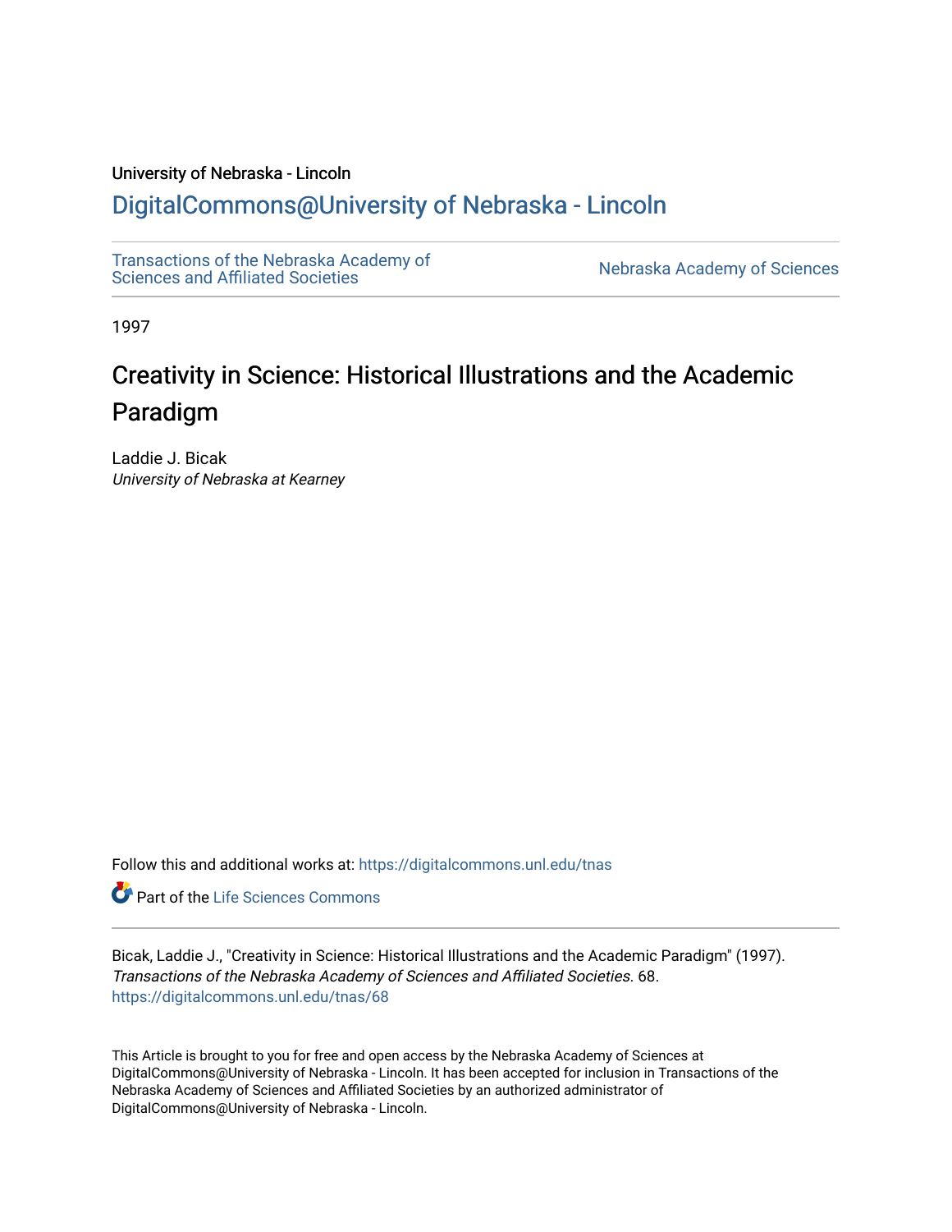University of Nebraska - Lincoln

# DigitalCommons@University of Nebraska - Lincoln

Transactions of the Nebraska Academy of Sciences and Affiliated Societies

Nebraska Academy of Sciences

1997

# Creativity in Science: Historical Illustrations and the Academic Paradigm

Laddie J. Bicak
*University of Nebraska at Kearney*

Follow this and additional works at: https://digitalcommons.unl.edu/tnas

Part of the Life Sciences Commons

Bicak, Laddie J., "Creativity in Science: Historical Illustrations and the Academic Paradigm" (1997). *Transactions of the Nebraska Academy of Sciences and Affiliated Societies*. 68.
https://digitalcommons.unl.edu/tnas/68

This Article is brought to you for free and open access by the Nebraska Academy of Sciences at DigitalCommons@University of Nebraska - Lincoln. It has been accepted for inclusion in Transactions of the Nebraska Academy of Sciences and Affiliated Societies by an authorized administrator of DigitalCommons@University of Nebraska - Lincoln.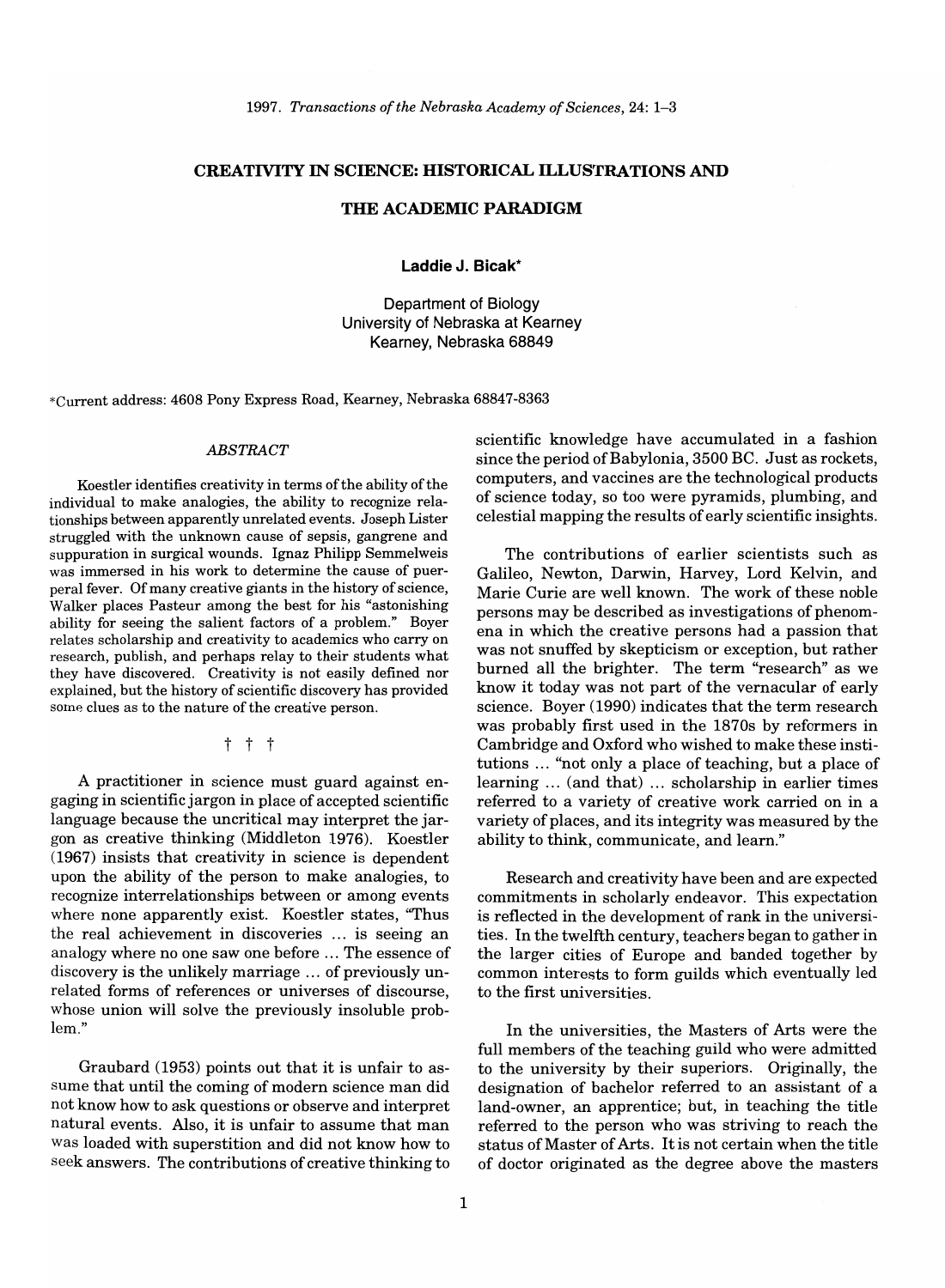# CREATIVITY IN SCIENCE: HISTORICAL ILLUSTRATIONS AND THE ACADEMIC PARADIGM

**Laddie J. Bicak***

Department of Biology
University of Nebraska at Kearney
Kearney, Nebraska 68849

*Current address: 4608 Pony Express Road, Kearney, Nebraska 68847-8363

## *ABSTRACT*

Koestler identifies creativity in terms of the ability of the individual to make analogies, the ability to recognize relationships between apparently unrelated events. Joseph Lister struggled with the unknown cause of sepsis, gangrene and suppuration in surgical wounds. Ignaz Philipp Semmelweis was immersed in his work to determine the cause of puerperal fever. Of many creative giants in the history of science, Walker places Pasteur among the best for his "astonishing ability for seeing the salient factors of a problem." Boyer relates scholarship and creativity to academics who carry on research, publish, and perhaps relay to their students what they have discovered. Creativity is not easily defined nor explained, but the history of scientific discovery has provided some clues as to the nature of the creative person.

† † †

A practitioner in science must guard against engaging in scientific jargon in place of accepted scientific language because the uncritical may interpret the jargon as creative thinking (Middleton 1976). Koestler (1967) insists that creativity in science is dependent upon the ability of the person to make analogies, to recognize interrelationships between or among events where none apparently exist. Koestler states, "Thus the real achievement in discoveries ... is seeing an analogy where no one saw one before ... The essence of discovery is the unlikely marriage ... of previously unrelated forms of references or universes of discourse, whose union will solve the previously insoluble problem."

Graubard (1953) points out that it is unfair to assume that until the coming of modern science man did not know how to ask questions or observe and interpret natural events. Also, it is unfair to assume that man was loaded with superstition and did not know how to seek answers. The contributions of creative thinking to scientific knowledge have accumulated in a fashion since the period of Babylonia, 3500 BC. Just as rockets, computers, and vaccines are the technological products of science today, so too were pyramids, plumbing, and celestial mapping the results of early scientific insights.

The contributions of earlier scientists such as Galileo, Newton, Darwin, Harvey, Lord Kelvin, and Marie Curie are well known. The work of these noble persons may be described as investigations of phenomena in which the creative persons had a passion that was not snuffed by skepticism or exception, but rather burned all the brighter. The term "research" as we know it today was not part of the vernacular of early science. Boyer (1990) indicates that the term research was probably first used in the 1870s by reformers in Cambridge and Oxford who wished to make these institutions ... "not only a place of teaching, but a place of learning ... (and that) ... scholarship in earlier times referred to a variety of creative work carried on in a variety of places, and its integrity was measured by the ability to think, communicate, and learn."

Research and creativity have been and are expected commitments in scholarly endeavor. This expectation is reflected in the development of rank in the universities. In the twelfth century, teachers began to gather in the larger cities of Europe and banded together by common interests to form guilds which eventually led to the first universities.

In the universities, the Masters of Arts were the full members of the teaching guild who were admitted to the university by their superiors. Originally, the designation of bachelor referred to an assistant of a land-owner, an apprentice; but, in teaching the title referred to the person who was striving to reach the status of Master of Arts. It is not certain when the title of doctor originated as the degree above the masters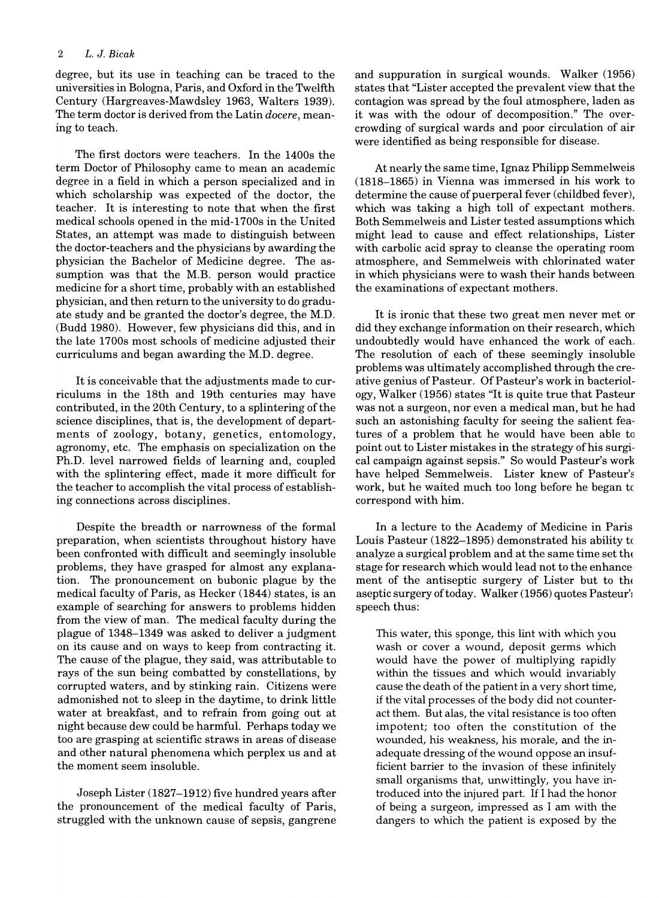degree, but its use in teaching can be traced to the universities in Bologna, Paris, and Oxford in the Twelfth Century (Hargreaves-Mawdsley 1963, Walters 1939). The term doctor is derived from the Latin *docere*, meaning to teach.

The first doctors were teachers. In the 1400s the term Doctor of Philosophy came to mean an academic degree in a field in which a person specialized and in which scholarship was expected of the doctor, the teacher. It is interesting to note that when the first medical schools opened in the mid-1700s in the United States, an attempt was made to distinguish between the doctor-teachers and the physicians by awarding the physician the Bachelor of Medicine degree. The assumption was that the M.B. person would practice medicine for a short time, probably with an established physician, and then return to the university to do graduate study and be granted the doctor's degree, the M.D. (Budd 1980). However, few physicians did this, and in the late 1700s most schools of medicine adjusted their curriculums and began awarding the M.D. degree.

It is conceivable that the adjustments made to curriculums in the 18th and 19th centuries may have contributed, in the 20th Century, to a splintering of the science disciplines, that is, the development of departments of zoology, botany, genetics, entomology, agronomy, etc. The emphasis on specialization on the Ph.D. level narrowed fields of learning and, coupled with the splintering effect, made it more difficult for the teacher to accomplish the vital process of establishing connections across disciplines.

Despite the breadth or narrowness of the formal preparation, when scientists throughout history have been confronted with difficult and seemingly insoluble problems, they have grasped for almost any explanation. The pronouncement on bubonic plague by the medical faculty of Paris, as Hecker (1844) states, is an example of searching for answers to problems hidden from the view of man. The medical faculty during the plague of 1348–1349 was asked to deliver a judgment on its cause and on ways to keep from contracting it. The cause of the plague, they said, was attributable to rays of the sun being combatted by constellations, by corrupted waters, and by stinking rain. Citizens were admonished not to sleep in the daytime, to drink little water at breakfast, and to refrain from going out at night because dew could be harmful. Perhaps today we too are grasping at scientific straws in areas of disease and other natural phenomena which perplex us and at the moment seem insoluble.

Joseph Lister (1827–1912) five hundred years after the pronouncement of the medical faculty of Paris, struggled with the unknown cause of sepsis, gangrene and suppuration in surgical wounds. Walker (1956) states that "Lister accepted the prevalent view that the contagion was spread by the foul atmosphere, laden as it was with the odour of decomposition." The overcrowding of surgical wards and poor circulation of air were identified as being responsible for disease.

At nearly the same time, Ignaz Philipp Semmelweis (1818–1865) in Vienna was immersed in his work to determine the cause of puerperal fever (childbed fever), which was taking a high toll of expectant mothers. Both Semmelweis and Lister tested assumptions which might lead to cause and effect relationships, Lister with carbolic acid spray to cleanse the operating room atmosphere, and Semmelweis with chlorinated water in which physicians were to wash their hands between the examinations of expectant mothers.

It is ironic that these two great men never met or did they exchange information on their research, which undoubtedly would have enhanced the work of each. The resolution of each of these seemingly insoluble problems was ultimately accomplished through the creative genius of Pasteur. Of Pasteur's work in bacteriology, Walker (1956) states "It is quite true that Pasteur was not a surgeon, nor even a medical man, but he had such an astonishing faculty for seeing the salient features of a problem that he would have been able to point out to Lister mistakes in the strategy of his surgical campaign against sepsis." So would Pasteur's work have helped Semmelweis. Lister knew of Pasteur's work, but he waited much too long before he began to correspond with him.

In a lecture to the Academy of Medicine in Paris Louis Pasteur (1822–1895) demonstrated his ability to analyze a surgical problem and at the same time set the stage for research which would lead not to the enhancement of the antiseptic surgery of Lister but to the aseptic surgery of today. Walker (1956) quotes Pasteur's speech thus:

> This water, this sponge, this lint with which you wash or cover a wound, deposit germs which would have the power of multiplying rapidly within the tissues and which would invariably cause the death of the patient in a very short time, if the vital processes of the body did not counteract them. But alas, the vital resistance is too often impotent; too often the constitution of the wounded, his weakness, his morale, and the inadequate dressing of the wound oppose an insufficient barrier to the invasion of these infinitely small organisms that, unwittingly, you have introduced into the injured part. If I had the honor of being a surgeon, impressed as I am with the dangers to which the patient is exposed by the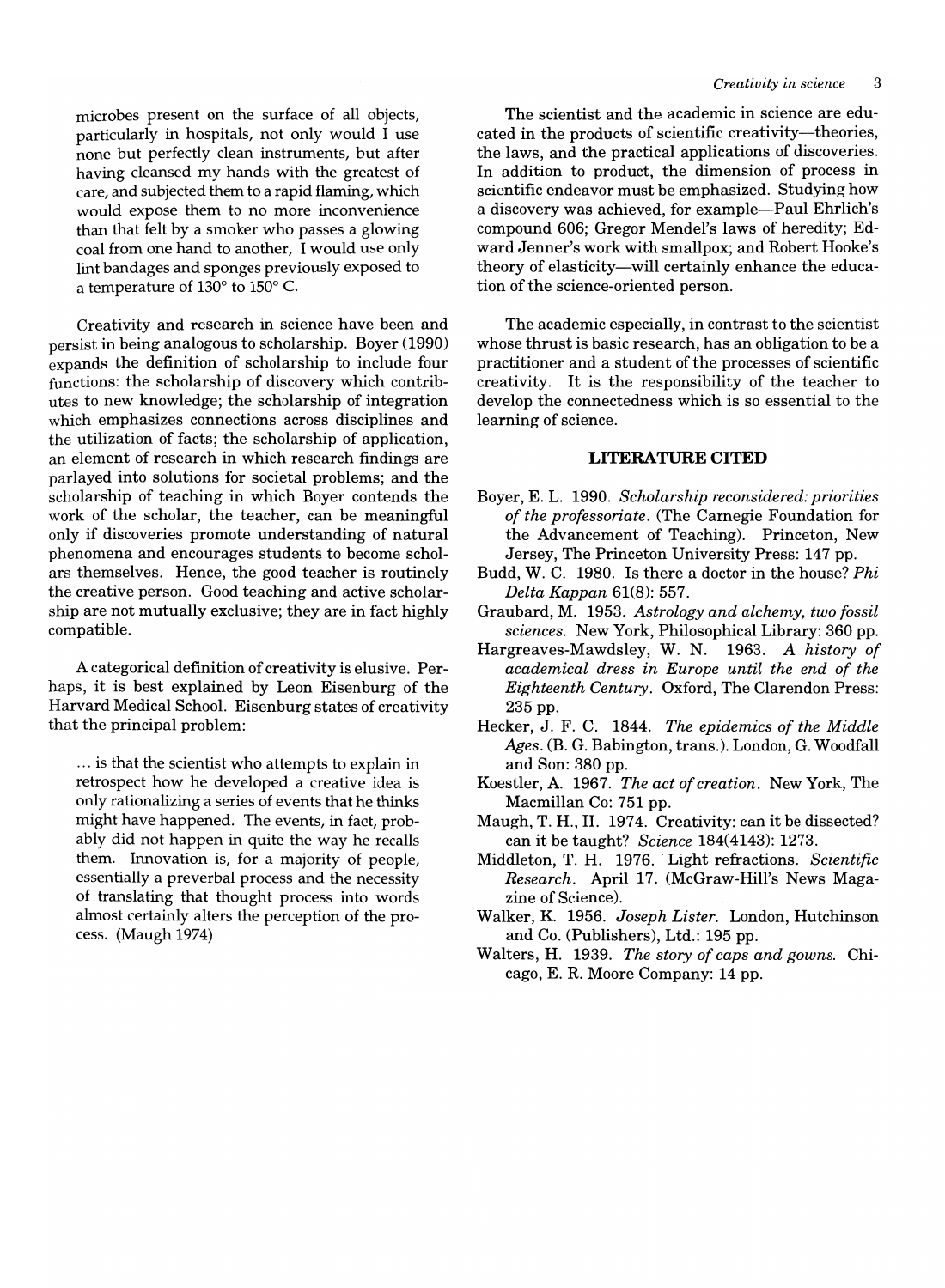microbes present on the surface of all objects, particularly in hospitals, not only would I use none but perfectly clean instruments, but after having cleansed my hands with the greatest of care, and subjected them to a rapid flaming, which would expose them to no more inconvenience than that felt by a smoker who passes a glowing coal from one hand to another, I would use only lint bandages and sponges previously exposed to a temperature of 130° to 150° C.

Creativity and research in science have been and persist in being analogous to scholarship. Boyer (1990) expands the definition of scholarship to include four functions: the scholarship of discovery which contributes to new knowledge; the scholarship of integration which emphasizes connections across disciplines and the utilization of facts; the scholarship of application, an element of research in which research findings are parlayed into solutions for societal problems; and the scholarship of teaching in which Boyer contends the work of the scholar, the teacher, can be meaningful only if discoveries promote understanding of natural phenomena and encourages students to become scholars themselves. Hence, the good teacher is routinely the creative person. Good teaching and active scholarship are not mutually exclusive; they are in fact highly compatible.

A categorical definition of creativity is elusive. Perhaps, it is best explained by Leon Eisenburg of the Harvard Medical School. Eisenburg states of creativity that the principal problem:

> ... is that the scientist who attempts to explain in retrospect how he developed a creative idea is only rationalizing a series of events that he thinks might have happened. The events, in fact, probably did not happen in quite the way he recalls them. Innovation is, for a majority of people, essentially a preverbal process and the necessity of translating that thought process into words almost certainly alters the perception of the process. (Maugh 1974)

The scientist and the academic in science are educated in the products of scientific creativity—theories, the laws, and the practical applications of discoveries. In addition to product, the dimension of process in scientific endeavor must be emphasized. Studying how a discovery was achieved, for example—Paul Ehrlich's compound 606; Gregor Mendel's laws of heredity; Edward Jenner's work with smallpox; and Robert Hooke's theory of elasticity—will certainly enhance the education of the science-oriented person.

The academic especially, in contrast to the scientist whose thrust is basic research, has an obligation to be a practitioner and a student of the processes of scientific creativity. It is the responsibility of the teacher to develop the connectedness which is so essential to the learning of science.

## LITERATURE CITED

Boyer, E. L. 1990. *Scholarship reconsidered: priorities of the professoriate*. (The Carnegie Foundation for the Advancement of Teaching). Princeton, New Jersey, The Princeton University Press: 147 pp.

Budd, W. C. 1980. Is there a doctor in the house? *Phi Delta Kappan* 61(8): 557.

Graubard, M. 1953. *Astrology and alchemy, two fossil sciences*. New York, Philosophical Library: 360 pp.

Hargreaves-Mawdsley, W. N. 1963. *A history of academical dress in Europe until the end of the Eighteenth Century*. Oxford, The Clarendon Press: 235 pp.

Hecker, J. F. C. 1844. *The epidemics of the Middle Ages*. (B. G. Babington, trans.). London, G. Woodfall and Son: 380 pp.

Koestler, A. 1967. *The act of creation*. New York, The Macmillan Co: 751 pp.

Maugh, T. H., II. 1974. Creativity: can it be dissected? can it be taught? *Science* 184(4143): 1273.

Middleton, T. H. 1976. Light refractions. *Scientific Research*. April 17. (McGraw-Hill's News Magazine of Science).

Walker, K. 1956. *Joseph Lister*. London, Hutchinson and Co. (Publishers), Ltd.: 195 pp.

Walters, H. 1939. *The story of caps and gowns*. Chicago, E. R. Moore Company: 14 pp.